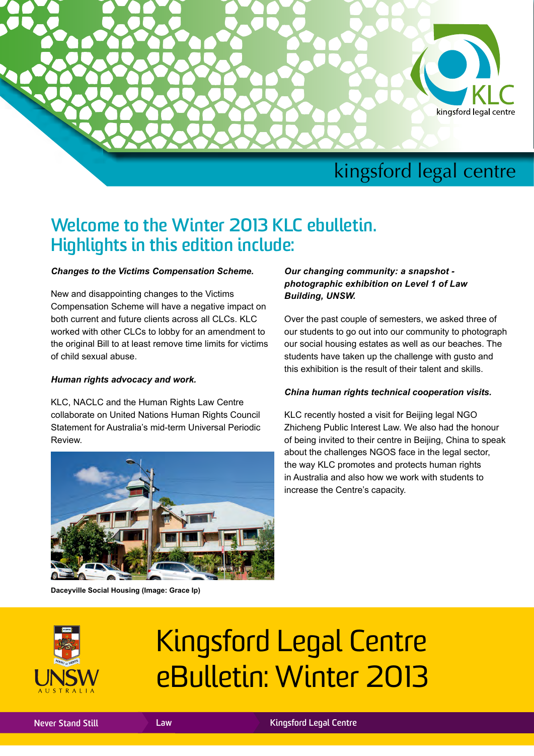# kingsford legal centre

## Welcome to the Winter 2013 KLC ebulletin. Highlights in this edition include:

***Changes to the Victims Compensation Scheme.***

New and disappointing changes to the Victims Compensation Scheme will have a negative impact on both current and future clients across all CLCs. KLC worked with other CLCs to lobby for an amendment to the original Bill to at least remove time limits for victims of child sexual abuse.

***Human rights advocacy and work.***

KLC, NACLC and the Human Rights Law Centre collaborate on United Nations Human Rights Council Statement for Australia's mid-term Universal Periodic Review.

**Daceyville Social Housing (Image: Grace Ip)**

***Our changing community: a snapshot - photographic exhibition on Level 1 of Law Building, UNSW.***

Over the past couple of semesters, we asked three of our students to go out into our community to photograph our social housing estates as well as our beaches. The students have taken up the challenge with gusto and this exhibition is the result of their talent and skills.

***China human rights technical cooperation visits.***

KLC recently hosted a visit for Beijing legal NGO Zhicheng Public Interest Law. We also had the honour of being invited to their centre in Beijing, China to speak about the challenges NGOS face in the legal sector, the way KLC promotes and protects human rights in Australia and also how we work with students to increase the Centre's capacity.

# Kingsford Legal Centre eBulletin: Winter 2013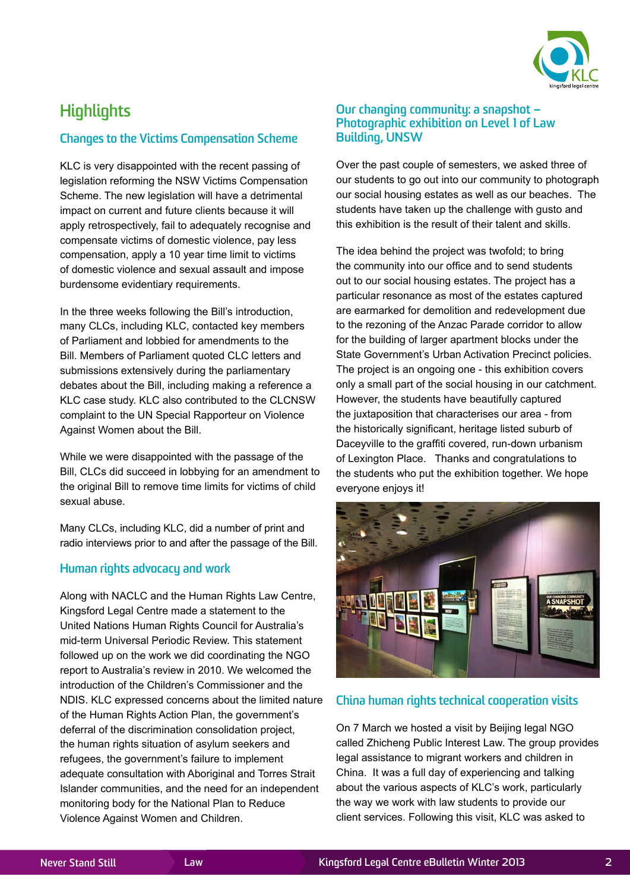# Highlights

## Changes to the Victims Compensation Scheme

KLC is very disappointed with the recent passing of legislation reforming the NSW Victims Compensation Scheme. The new legislation will have a detrimental impact on current and future clients because it will apply retrospectively, fail to adequately recognise and compensate victims of domestic violence, pay less compensation, apply a 10 year time limit to victims of domestic violence and sexual assault and impose burdensome evidentiary requirements.

In the three weeks following the Bill's introduction, many CLCs, including KLC, contacted key members of Parliament and lobbied for amendments to the Bill. Members of Parliament quoted CLC letters and submissions extensively during the parliamentary debates about the Bill, including making a reference a KLC case study. KLC also contributed to the CLCNSW complaint to the UN Special Rapporteur on Violence Against Women about the Bill.

While we were disappointed with the passage of the Bill, CLCs did succeed in lobbying for an amendment to the original Bill to remove time limits for victims of child sexual abuse.

Many CLCs, including KLC, did a number of print and radio interviews prior to and after the passage of the Bill.

## Human rights advocacy and work

Along with NACLC and the Human Rights Law Centre, Kingsford Legal Centre made a statement to the United Nations Human Rights Council for Australia's mid-term Universal Periodic Review. This statement followed up on the work we did coordinating the NGO report to Australia's review in 2010. We welcomed the introduction of the Children's Commissioner and the NDIS. KLC expressed concerns about the limited nature of the Human Rights Action Plan, the government's deferral of the discrimination consolidation project, the human rights situation of asylum seekers and refugees, the government's failure to implement adequate consultation with Aboriginal and Torres Strait Islander communities, and the need for an independent monitoring body for the National Plan to Reduce Violence Against Women and Children.

## Our changing community: a snapshot – Photographic exhibition on Level 1 of Law Building, UNSW

Over the past couple of semesters, we asked three of our students to go out into our community to photograph our social housing estates as well as our beaches. The students have taken up the challenge with gusto and this exhibition is the result of their talent and skills.

The idea behind the project was twofold; to bring the community into our office and to send students out to our social housing estates. The project has a particular resonance as most of the estates captured are earmarked for demolition and redevelopment due to the rezoning of the Anzac Parade corridor to allow for the building of larger apartment blocks under the State Government's Urban Activation Precinct policies. The project is an ongoing one - this exhibition covers only a small part of the social housing in our catchment. However, the students have beautifully captured the juxtaposition that characterises our area - from the historically significant, heritage listed suburb of Daceyville to the graffiti covered, run-down urbanism of Lexington Place. Thanks and congratulations to the students who put the exhibition together. We hope everyone enjoys it!

## China human rights technical cooperation visits

On 7 March we hosted a visit by Beijing legal NGO called Zhicheng Public Interest Law. The group provides legal assistance to migrant workers and children in China. It was a full day of experiencing and talking about the various aspects of KLC's work, particularly the way we work with law students to provide our client services. Following this visit, KLC was asked to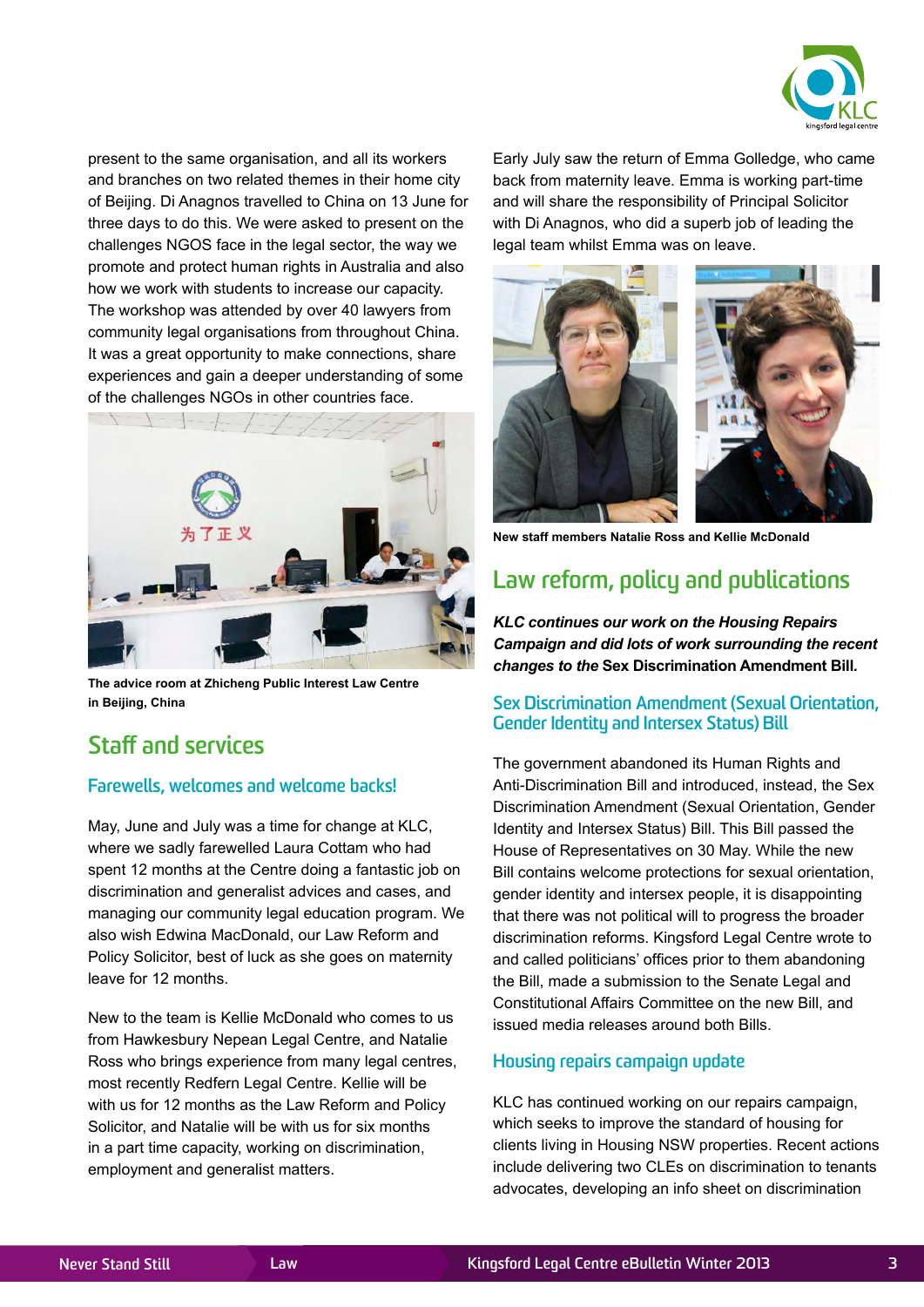present to the same organisation, and all its workers and branches on two related themes in their home city of Beijing. Di Anagnos travelled to China on 13 June for three days to do this. We were asked to present on the challenges NGOS face in the legal sector, the way we promote and protect human rights in Australia and also how we work with students to increase our capacity. The workshop was attended by over 40 lawyers from community legal organisations from throughout China. It was a great opportunity to make connections, share experiences and gain a deeper understanding of some of the challenges NGOs in other countries face.

**The advice room at Zhicheng Public Interest Law Centre in Beijing, China**

## Staff and services

### Farewells, welcomes and welcome backs!

May, June and July was a time for change at KLC, where we sadly farewelled Laura Cottam who had spent 12 months at the Centre doing a fantastic job on discrimination and generalist advices and cases, and managing our community legal education program. We also wish Edwina MacDonald, our Law Reform and Policy Solicitor, best of luck as she goes on maternity leave for 12 months.

New to the team is Kellie McDonald who comes to us from Hawkesbury Nepean Legal Centre, and Natalie Ross who brings experience from many legal centres, most recently Redfern Legal Centre. Kellie will be with us for 12 months as the Law Reform and Policy Solicitor, and Natalie will be with us for six months in a part time capacity, working on discrimination, employment and generalist matters.

Early July saw the return of Emma Golledge, who came back from maternity leave. Emma is working part-time and will share the responsibility of Principal Solicitor with Di Anagnos, who did a superb job of leading the legal team whilst Emma was on leave.

**New staff members Natalie Ross and Kellie McDonald**

## Law reform, policy and publications

***KLC continues our work on the Housing Repairs Campaign and did lots of work surrounding the recent changes to the* Sex Discrimination Amendment Bill*.***

### Sex Discrimination Amendment (Sexual Orientation, Gender Identity and Intersex Status) Bill

The government abandoned its Human Rights and Anti-Discrimination Bill and introduced, instead, the Sex Discrimination Amendment (Sexual Orientation, Gender Identity and Intersex Status) Bill. This Bill passed the House of Representatives on 30 May. While the new Bill contains welcome protections for sexual orientation, gender identity and intersex people, it is disappointing that there was not political will to progress the broader discrimination reforms. Kingsford Legal Centre wrote to and called politicians' offices prior to them abandoning the Bill, made a submission to the Senate Legal and Constitutional Affairs Committee on the new Bill, and issued media releases around both Bills.

### Housing repairs campaign update

KLC has continued working on our repairs campaign, which seeks to improve the standard of housing for clients living in Housing NSW properties. Recent actions include delivering two CLEs on discrimination to tenants advocates, developing an info sheet on discrimination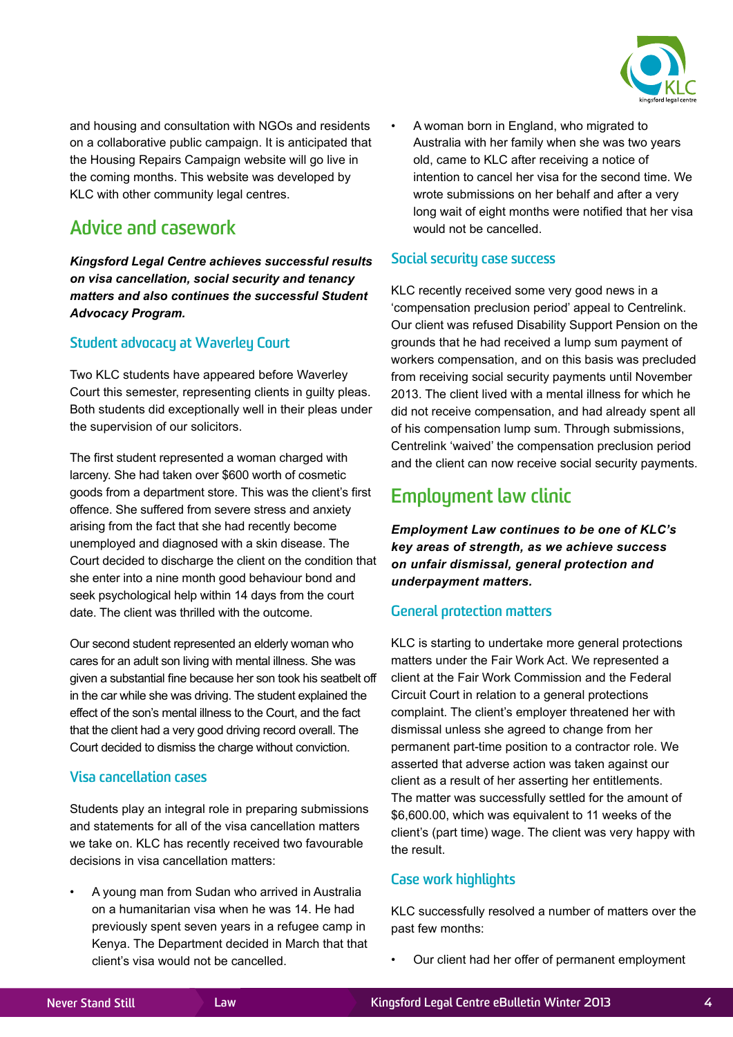and housing and consultation with NGOs and residents on a collaborative public campaign. It is anticipated that the Housing Repairs Campaign website will go live in the coming months. This website was developed by KLC with other community legal centres.

## Advice and casework

***Kingsford Legal Centre achieves successful results on visa cancellation, social security and tenancy matters and also continues the successful Student Advocacy Program.***

### Student advocacy at Waverley Court

Two KLC students have appeared before Waverley Court this semester, representing clients in guilty pleas. Both students did exceptionally well in their pleas under the supervision of our solicitors.

The first student represented a woman charged with larceny. She had taken over $600 worth of cosmetic goods from a department store. This was the client's first offence. She suffered from severe stress and anxiety arising from the fact that she had recently become unemployed and diagnosed with a skin disease. The Court decided to discharge the client on the condition that she enter into a nine month good behaviour bond and seek psychological help within 14 days from the court date. The client was thrilled with the outcome.

Our second student represented an elderly woman who cares for an adult son living with mental illness. She was given a substantial fine because her son took his seatbelt off in the car while she was driving. The student explained the effect of the son's mental illness to the Court, and the fact that the client had a very good driving record overall. The Court decided to dismiss the charge without conviction.

### Visa cancellation cases

Students play an integral role in preparing submissions and statements for all of the visa cancellation matters we take on. KLC has recently received two favourable decisions in visa cancellation matters:

- A young man from Sudan who arrived in Australia on a humanitarian visa when he was 14. He had previously spent seven years in a refugee camp in Kenya. The Department decided in March that that client's visa would not be cancelled.
- A woman born in England, who migrated to Australia with her family when she was two years old, came to KLC after receiving a notice of intention to cancel her visa for the second time. We wrote submissions on her behalf and after a very long wait of eight months were notified that her visa would not be cancelled.

### Social security case success

KLC recently received some very good news in a 'compensation preclusion period' appeal to Centrelink. Our client was refused Disability Support Pension on the grounds that he had received a lump sum payment of workers compensation, and on this basis was precluded from receiving social security payments until November 2013. The client lived with a mental illness for which he did not receive compensation, and had already spent all of his compensation lump sum. Through submissions, Centrelink 'waived' the compensation preclusion period and the client can now receive social security payments.

## Employment law clinic

***Employment Law continues to be one of KLC's key areas of strength, as we achieve success on unfair dismissal, general protection and underpayment matters.***

### General protection matters

KLC is starting to undertake more general protections matters under the Fair Work Act. We represented a client at the Fair Work Commission and the Federal Circuit Court in relation to a general protections complaint. The client's employer threatened her with dismissal unless she agreed to change from her permanent part-time position to a contractor role. We asserted that adverse action was taken against our client as a result of her asserting her entitlements. The matter was successfully settled for the amount of $6,600.00, which was equivalent to 11 weeks of the client's (part time) wage. The client was very happy with the result.

### Case work highlights

KLC successfully resolved a number of matters over the past few months:

- Our client had her offer of permanent employment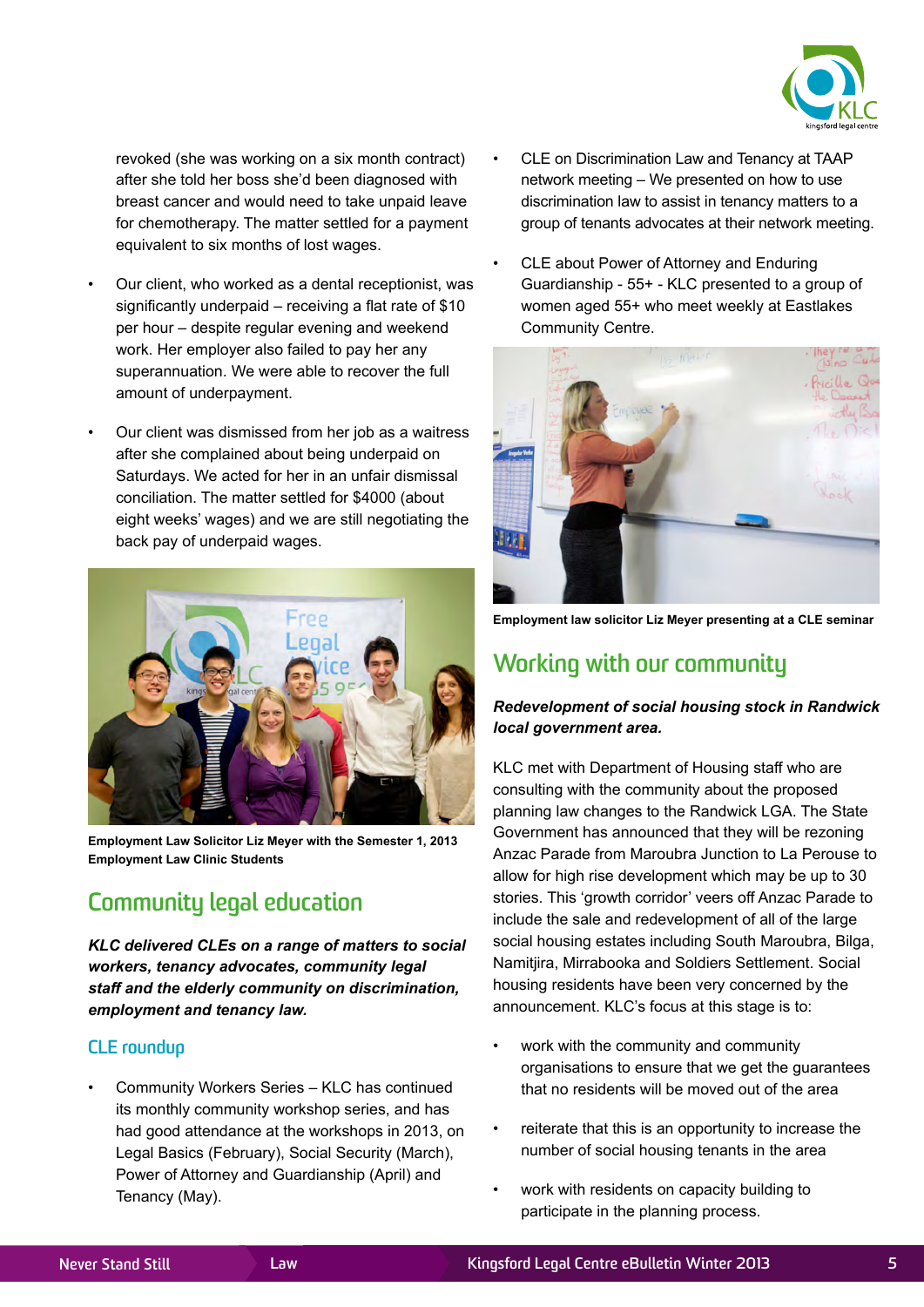revoked (she was working on a six month contract) after she told her boss she'd been diagnosed with breast cancer and would need to take unpaid leave for chemotherapy. The matter settled for a payment equivalent to six months of lost wages.

- Our client, who worked as a dental receptionist, was significantly underpaid – receiving a flat rate of $10 per hour – despite regular evening and weekend work. Her employer also failed to pay her any superannuation. We were able to recover the full amount of underpayment.
- Our client was dismissed from her job as a waitress after she complained about being underpaid on Saturdays. We acted for her in an unfair dismissal conciliation. The matter settled for $4000 (about eight weeks' wages) and we are still negotiating the back pay of underpaid wages.

**Employment Law Solicitor Liz Meyer with the Semester 1, 2013 Employment Law Clinic Students**

## Community legal education

***KLC delivered CLEs on a range of matters to social workers, tenancy advocates, community legal staff and the elderly community on discrimination, employment and tenancy law.***

### CLE roundup

- Community Workers Series – KLC has continued its monthly community workshop series, and has had good attendance at the workshops in 2013, on Legal Basics (February), Social Security (March), Power of Attorney and Guardianship (April) and Tenancy (May).
- CLE on Discrimination Law and Tenancy at TAAP network meeting – We presented on how to use discrimination law to assist in tenancy matters to a group of tenants advocates at their network meeting.
- CLE about Power of Attorney and Enduring Guardianship - 55+ - KLC presented to a group of women aged 55+ who meet weekly at Eastlakes Community Centre.

**Employment law solicitor Liz Meyer presenting at a CLE seminar**

## Working with our community

***Redevelopment of social housing stock in Randwick local government area.***

KLC met with Department of Housing staff who are consulting with the community about the proposed planning law changes to the Randwick LGA. The State Government has announced that they will be rezoning Anzac Parade from Maroubra Junction to La Perouse to allow for high rise development which may be up to 30 stories. This 'growth corridor' veers off Anzac Parade to include the sale and redevelopment of all of the large social housing estates including South Maroubra, Bilga, Namitjira, Mirrabooka and Soldiers Settlement. Social housing residents have been very concerned by the announcement. KLC's focus at this stage is to:

- work with the community and community organisations to ensure that we get the guarantees that no residents will be moved out of the area
- reiterate that this is an opportunity to increase the number of social housing tenants in the area
- work with residents on capacity building to participate in the planning process.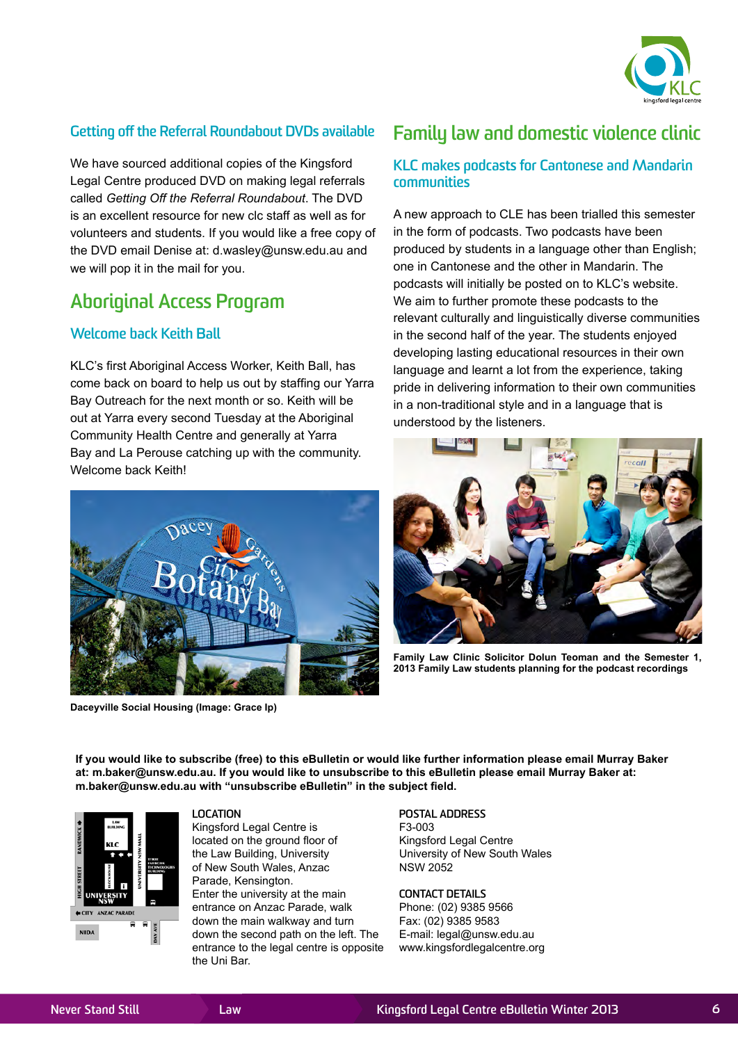## Getting off the Referral Roundabout DVDs available

We have sourced additional copies of the Kingsford Legal Centre produced DVD on making legal referrals called *Getting Off the Referral Roundabout*. The DVD is an excellent resource for new clc staff as well as for volunteers and students. If you would like a free copy of the DVD email Denise at: d.wasley@unsw.edu.au and we will pop it in the mail for you.

# Aboriginal Access Program

## Welcome back Keith Ball

KLC's first Aboriginal Access Worker, Keith Ball, has come back on board to help us out by staffing our Yarra Bay Outreach for the next month or so. Keith will be out at Yarra every second Tuesday at the Aboriginal Community Health Centre and generally at Yarra Bay and La Perouse catching up with the community. Welcome back Keith!

Daceyville Social Housing (Image: Grace Ip)

# Family law and domestic violence clinic

## KLC makes podcasts for Cantonese and Mandarin communities

A new approach to CLE has been trialled this semester in the form of podcasts. Two podcasts have been produced by students in a language other than English; one in Cantonese and the other in Mandarin. The podcasts will initially be posted on to KLC's website. We aim to further promote these podcasts to the relevant culturally and linguistically diverse communities in the second half of the year. The students enjoyed developing lasting educational resources in their own language and learnt a lot from the experience, taking pride in delivering information to their own communities in a non-traditional style and in a language that is understood by the listeners.

Family Law Clinic Solicitor Dolun Teoman and the Semester 1, 2013 Family Law students planning for the podcast recordings

**If you would like to subscribe (free) to this eBulletin or would like further information please email Murray Baker at: m.baker@unsw.edu.au. If you would like to unsubscribe to this eBulletin please email Murray Baker at: m.baker@unsw.edu.au with "unsubscribe eBulletin" in the subject field.**

### LOCATION

Kingsford Legal Centre is located on the ground floor of the Law Building, University of New South Wales, Anzac Parade, Kensington.
Enter the university at the main entrance on Anzac Parade, walk down the main walkway and turn down the second path on the left. The entrance to the legal centre is opposite the Uni Bar.

### POSTAL ADDRESS

F3-003
Kingsford Legal Centre
University of New South Wales
NSW 2052

### CONTACT DETAILS

Phone: (02) 9385 9566
Fax: (02) 9385 9583
E-mail: legal@unsw.edu.au
www.kingsfordlegalcentre.org